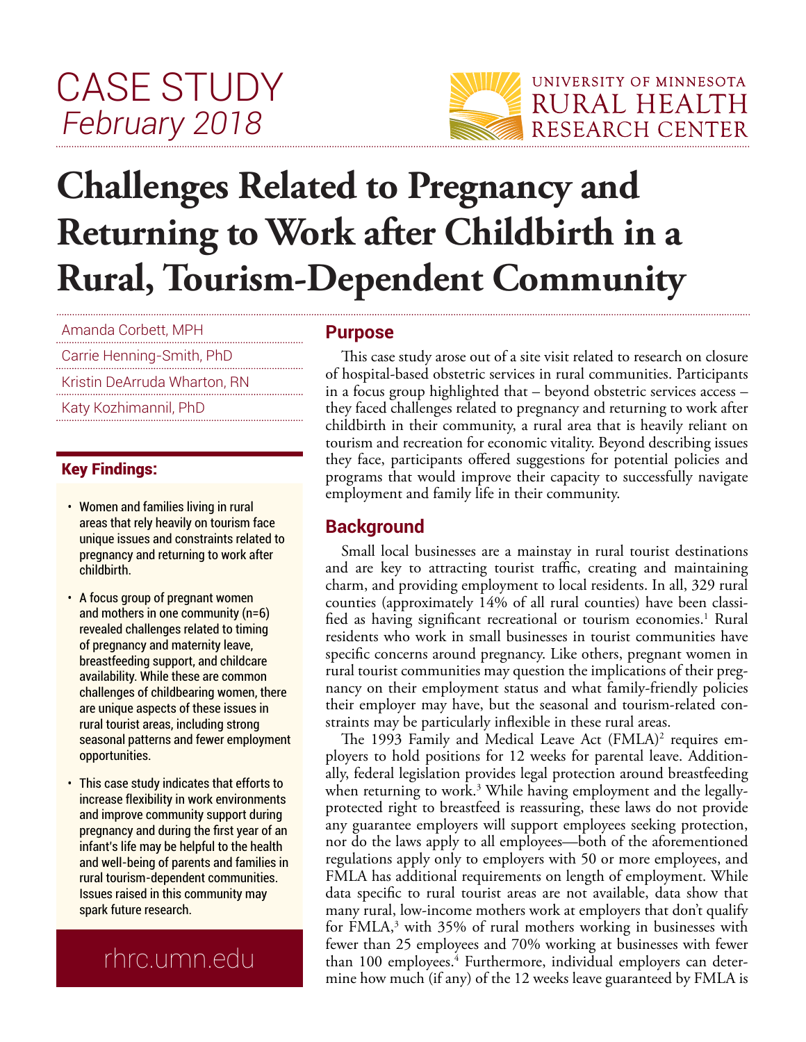CASE STUDY
*February 2018*

UNIVERSITY OF MINNESOTA
RURAL HEALTH RESEARCH CENTER

# Challenges Related to Pregnancy and Returning to Work after Childbirth in a Rural, Tourism-Dependent Community

Amanda Corbett, MPH

Carrie Henning-Smith, PhD

Kristin DeArruda Wharton, RN

Katy Kozhimannil, PhD

## Key Findings:

- Women and families living in rural areas that rely heavily on tourism face unique issues and constraints related to pregnancy and returning to work after childbirth.
- A focus group of pregnant women and mothers in one community (n=6) revealed challenges related to timing of pregnancy and maternity leave, breastfeeding support, and childcare availability. While these are common challenges of childbearing women, there are unique aspects of these issues in rural tourist areas, including strong seasonal patterns and fewer employment opportunities.
- This case study indicates that efforts to increase flexibility in work environments and improve community support during pregnancy and during the first year of an infant's life may be helpful to the health and well-being of parents and families in rural tourism-dependent communities. Issues raised in this community may spark future research.

rhrc.umn.edu

## Purpose

This case study arose out of a site visit related to research on closure of hospital-based obstetric services in rural communities. Participants in a focus group highlighted that – beyond obstetric services access – they faced challenges related to pregnancy and returning to work after childbirth in their community, a rural area that is heavily reliant on tourism and recreation for economic vitality. Beyond describing issues they face, participants offered suggestions for potential policies and programs that would improve their capacity to successfully navigate employment and family life in their community.

## Background

Small local businesses are a mainstay in rural tourist destinations and are key to attracting tourist traffic, creating and maintaining charm, and providing employment to local residents. In all, 329 rural counties (approximately 14% of all rural counties) have been classified as having significant recreational or tourism economies.[1] Rural residents who work in small businesses in tourist communities have specific concerns around pregnancy. Like others, pregnant women in rural tourist communities may question the implications of their pregnancy on their employment status and what family-friendly policies their employer may have, but the seasonal and tourism-related constraints may be particularly inflexible in these rural areas.

The 1993 Family and Medical Leave Act (FMLA)[2] requires employers to hold positions for 12 weeks for parental leave. Additionally, federal legislation provides legal protection around breastfeeding when returning to work.[3] While having employment and the legally-protected right to breastfeed is reassuring, these laws do not provide any guarantee employers will support employees seeking protection, nor do the laws apply to all employees—both of the aforementioned regulations apply only to employers with 50 or more employees, and FMLA has additional requirements on length of employment. While data specific to rural tourist areas are not available, data show that many rural, low-income mothers work at employers that don't qualify for FMLA,[3] with 35% of rural mothers working in businesses with fewer than 25 employees and 70% working at businesses with fewer than 100 employees.[4] Furthermore, individual employers can determine how much (if any) of the 12 weeks leave guaranteed by FMLA is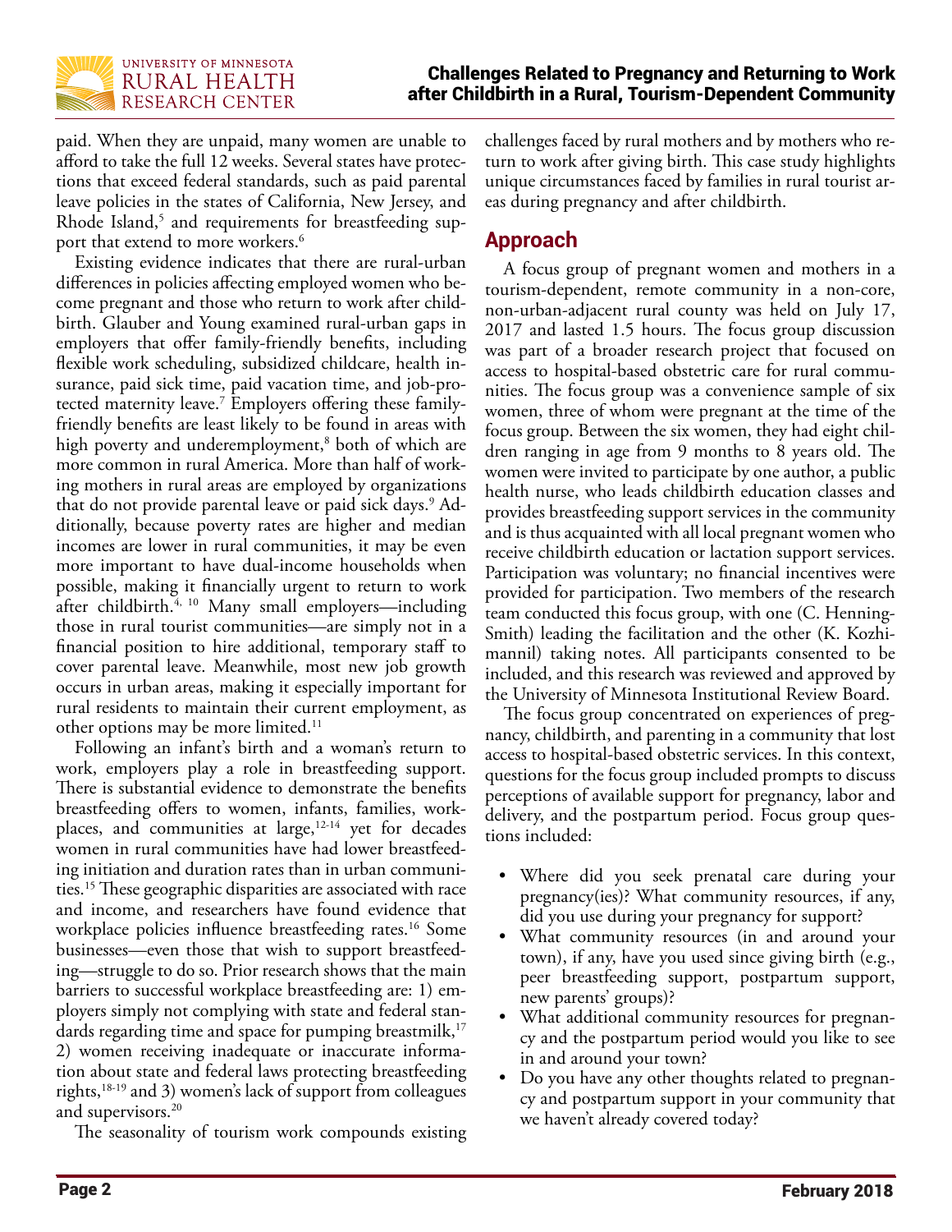paid. When they are unpaid, many women are unable to afford to take the full 12 weeks. Several states have protections that exceed federal standards, such as paid parental leave policies in the states of California, New Jersey, and Rhode Island,[5] and requirements for breastfeeding support that extend to more workers.[6]

Existing evidence indicates that there are rural-urban differences in policies affecting employed women who become pregnant and those who return to work after childbirth. Glauber and Young examined rural-urban gaps in employers that offer family-friendly benefits, including flexible work scheduling, subsidized childcare, health insurance, paid sick time, paid vacation time, and job-protected maternity leave.[7] Employers offering these family-friendly benefits are least likely to be found in areas with high poverty and underemployment,[8] both of which are more common in rural America. More than half of working mothers in rural areas are employed by organizations that do not provide parental leave or paid sick days.[9] Additionally, because poverty rates are higher and median incomes are lower in rural communities, it may be even more important to have dual-income households when possible, making it financially urgent to return to work after childbirth.[4, 10] Many small employers—including those in rural tourist communities—are simply not in a financial position to hire additional, temporary staff to cover parental leave. Meanwhile, most new job growth occurs in urban areas, making it especially important for rural residents to maintain their current employment, as other options may be more limited.[11]

Following an infant's birth and a woman's return to work, employers play a role in breastfeeding support. There is substantial evidence to demonstrate the benefits breastfeeding offers to women, infants, families, workplaces, and communities at large,[12-14] yet for decades women in rural communities have had lower breastfeeding initiation and duration rates than in urban communities.[15] These geographic disparities are associated with race and income, and researchers have found evidence that workplace policies influence breastfeeding rates.[16] Some businesses—even those that wish to support breastfeeding—struggle to do so. Prior research shows that the main barriers to successful workplace breastfeeding are: 1) employers simply not complying with state and federal standards regarding time and space for pumping breastmilk,[17] 2) women receiving inadequate or inaccurate information about state and federal laws protecting breastfeeding rights,[18-19] and 3) women's lack of support from colleagues and supervisors.[20]

The seasonality of tourism work compounds existing challenges faced by rural mothers and by mothers who return to work after giving birth. This case study highlights unique circumstances faced by families in rural tourist areas during pregnancy and after childbirth.

## Approach

A focus group of pregnant women and mothers in a tourism-dependent, remote community in a non-core, non-urban-adjacent rural county was held on July 17, 2017 and lasted 1.5 hours. The focus group discussion was part of a broader research project that focused on access to hospital-based obstetric care for rural communities. The focus group was a convenience sample of six women, three of whom were pregnant at the time of the focus group. Between the six women, they had eight children ranging in age from 9 months to 8 years old. The women were invited to participate by one author, a public health nurse, who leads childbirth education classes and provides breastfeeding support services in the community and is thus acquainted with all local pregnant women who receive childbirth education or lactation support services. Participation was voluntary; no financial incentives were provided for participation. Two members of the research team conducted this focus group, with one (C. Henning-Smith) leading the facilitation and the other (K. Kozhimannil) taking notes. All participants consented to be included, and this research was reviewed and approved by the University of Minnesota Institutional Review Board.

The focus group concentrated on experiences of pregnancy, childbirth, and parenting in a community that lost access to hospital-based obstetric services. In this context, questions for the focus group included prompts to discuss perceptions of available support for pregnancy, labor and delivery, and the postpartum period. Focus group questions included:

- Where did you seek prenatal care during your pregnancy(ies)? What community resources, if any, did you use during your pregnancy for support?
- What community resources (in and around your town), if any, have you used since giving birth (e.g., peer breastfeeding support, postpartum support, new parents' groups)?
- What additional community resources for pregnancy and the postpartum period would you like to see in and around your town?
- Do you have any other thoughts related to pregnancy and postpartum support in your community that we haven't already covered today?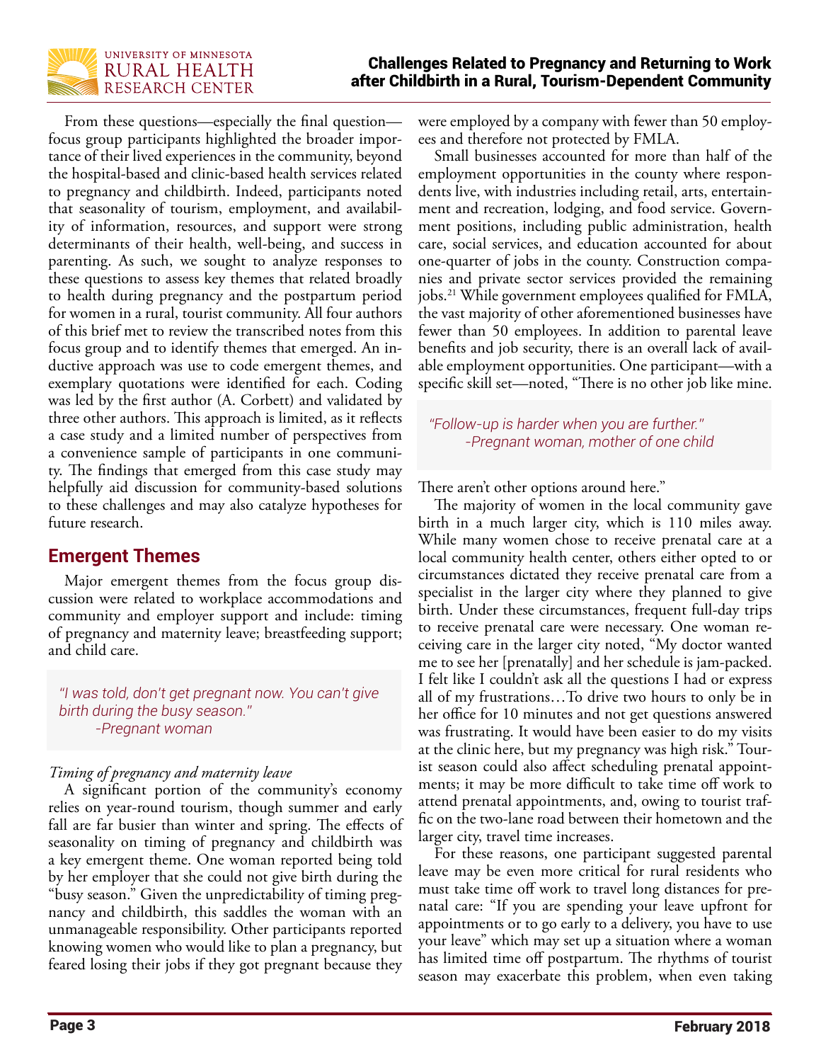From these questions—especially the final question—focus group participants highlighted the broader importance of their lived experiences in the community, beyond the hospital-based and clinic-based health services related to pregnancy and childbirth. Indeed, participants noted that seasonality of tourism, employment, and availability of information, resources, and support were strong determinants of their health, well-being, and success in parenting. As such, we sought to analyze responses to these questions to assess key themes that related broadly to health during pregnancy and the postpartum period for women in a rural, tourist community. All four authors of this brief met to review the transcribed notes from this focus group and to identify themes that emerged. An inductive approach was use to code emergent themes, and exemplary quotations were identified for each. Coding was led by the first author (A. Corbett) and validated by three other authors. This approach is limited, as it reflects a case study and a limited number of perspectives from a convenience sample of participants in one community. The findings that emerged from this case study may helpfully aid discussion for community-based solutions to these challenges and may also catalyze hypotheses for future research.

## Emergent Themes

Major emergent themes from the focus group discussion were related to workplace accommodations and community and employer support and include: timing of pregnancy and maternity leave; breastfeeding support; and child care.

> *"I was told, don't get pregnant now. You can't give birth during the busy season."*
> *-Pregnant woman*

*Timing of pregnancy and maternity leave*

A significant portion of the community's economy relies on year-round tourism, though summer and early fall are far busier than winter and spring. The effects of seasonality on timing of pregnancy and childbirth was a key emergent theme. One woman reported being told by her employer that she could not give birth during the "busy season." Given the unpredictability of timing pregnancy and childbirth, this saddles the woman with an unmanageable responsibility. Other participants reported knowing women who would like to plan a pregnancy, but feared losing their jobs if they got pregnant because they were employed by a company with fewer than 50 employees and therefore not protected by FMLA.

Small businesses accounted for more than half of the employment opportunities in the county where respondents live, with industries including retail, arts, entertainment and recreation, lodging, and food service. Government positions, including public administration, health care, social services, and education accounted for about one-quarter of jobs in the county. Construction companies and private sector services provided the remaining jobs.[21] While government employees qualified for FMLA, the vast majority of other aforementioned businesses have fewer than 50 employees. In addition to parental leave benefits and job security, there is an overall lack of available employment opportunities. One participant—with a specific skill set—noted, "There is no other job like mine. There aren't other options around here."

> *"Follow-up is harder when you are further."*
> *-Pregnant woman, mother of one child*

The majority of women in the local community gave birth in a much larger city, which is 110 miles away. While many women chose to receive prenatal care at a local community health center, others either opted to or circumstances dictated they receive prenatal care from a specialist in the larger city where they planned to give birth. Under these circumstances, frequent full-day trips to receive prenatal care were necessary. One woman receiving care in the larger city noted, "My doctor wanted me to see her [prenatally] and her schedule is jam-packed. I felt like I couldn't ask all the questions I had or express all of my frustrations…To drive two hours to only be in her office for 10 minutes and not get questions answered was frustrating. It would have been easier to do my visits at the clinic here, but my pregnancy was high risk." Tourist season could also affect scheduling prenatal appointments; it may be more difficult to take time off work to attend prenatal appointments, and, owing to tourist traffic on the two-lane road between their hometown and the larger city, travel time increases.

For these reasons, one participant suggested parental leave may be even more critical for rural residents who must take time off work to travel long distances for prenatal care: "If you are spending your leave upfront for appointments or to go early to a delivery, you have to use your leave" which may set up a situation where a woman has limited time off postpartum. The rhythms of tourist season may exacerbate this problem, when even taking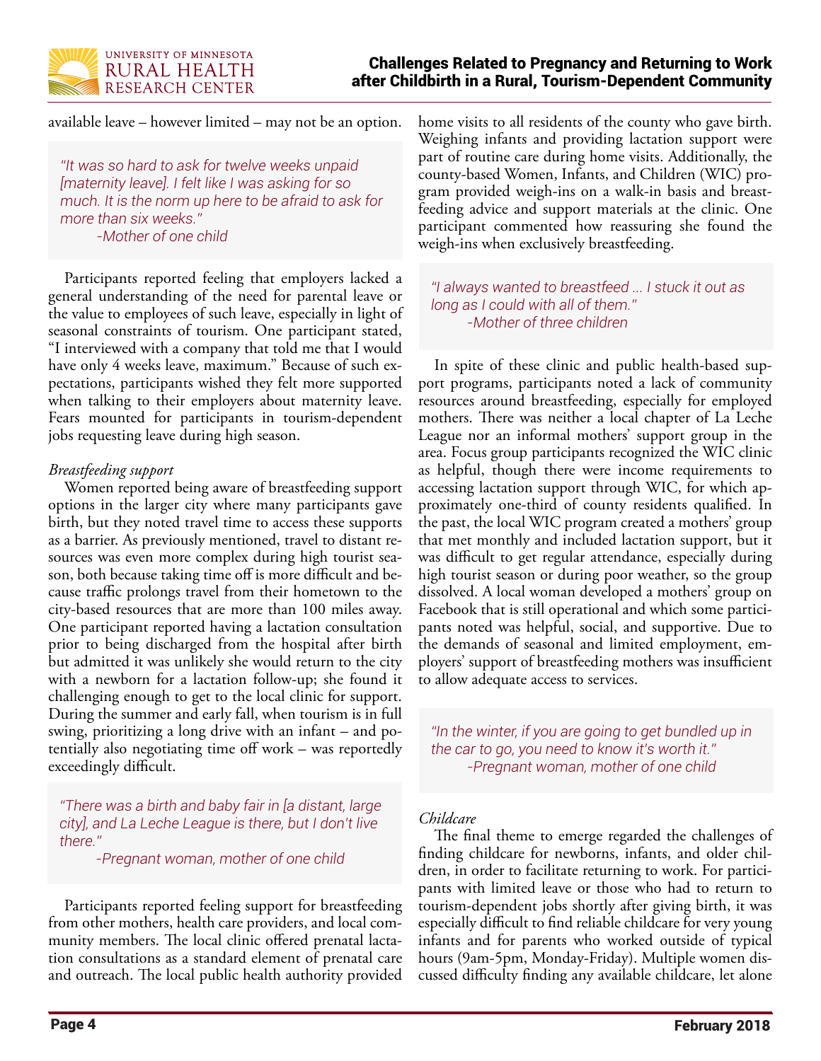available leave – however limited – may not be an option.

> *"It was so hard to ask for twelve weeks unpaid [maternity leave]. I felt like I was asking for so much. It is the norm up here to be afraid to ask for more than six weeks."*
> *-Mother of one child*

Participants reported feeling that employers lacked a general understanding of the need for parental leave or the value to employees of such leave, especially in light of seasonal constraints of tourism. One participant stated, "I interviewed with a company that told me that I would have only 4 weeks leave, maximum." Because of such expectations, participants wished they felt more supported when talking to their employers about maternity leave. Fears mounted for participants in tourism-dependent jobs requesting leave during high season.

*Breastfeeding support*

Women reported being aware of breastfeeding support options in the larger city where many participants gave birth, but they noted travel time to access these supports as a barrier. As previously mentioned, travel to distant resources was even more complex during high tourist season, both because taking time off is more difficult and because traffic prolongs travel from their hometown to the city-based resources that are more than 100 miles away. One participant reported having a lactation consultation prior to being discharged from the hospital after birth but admitted it was unlikely she would return to the city with a newborn for a lactation follow-up; she found it challenging enough to get to the local clinic for support. During the summer and early fall, when tourism is in full swing, prioritizing a long drive with an infant – and potentially also negotiating time off work – was reportedly exceedingly difficult.

> *"There was a birth and baby fair in [a distant, large city], and La Leche League is there, but I don't live there."*
> *-Pregnant woman, mother of one child*

Participants reported feeling support for breastfeeding from other mothers, health care providers, and local community members. The local clinic offered prenatal lactation consultations as a standard element of prenatal care and outreach. The local public health authority provided home visits to all residents of the county who gave birth. Weighing infants and providing lactation support were part of routine care during home visits. Additionally, the county-based Women, Infants, and Children (WIC) program provided weigh-ins on a walk-in basis and breastfeeding advice and support materials at the clinic. One participant commented how reassuring she found the weigh-ins when exclusively breastfeeding.

> *"I always wanted to breastfeed ... I stuck it out as long as I could with all of them."*
> *-Mother of three children*

In spite of these clinic and public health-based support programs, participants noted a lack of community resources around breastfeeding, especially for employed mothers. There was neither a local chapter of La Leche League nor an informal mothers' support group in the area. Focus group participants recognized the WIC clinic as helpful, though there were income requirements to accessing lactation support through WIC, for which approximately one-third of county residents qualified. In the past, the local WIC program created a mothers' group that met monthly and included lactation support, but it was difficult to get regular attendance, especially during high tourist season or during poor weather, so the group dissolved. A local woman developed a mothers' group on Facebook that is still operational and which some participants noted was helpful, social, and supportive. Due to the demands of seasonal and limited employment, employers' support of breastfeeding mothers was insufficient to allow adequate access to services.

> *"In the winter, if you are going to get bundled up in the car to go, you need to know it's worth it."*
> *-Pregnant woman, mother of one child*

*Childcare*

The final theme to emerge regarded the challenges of finding childcare for newborns, infants, and older children, in order to facilitate returning to work. For participants with limited leave or those who had to return to tourism-dependent jobs shortly after giving birth, it was especially difficult to find reliable childcare for very young infants and for parents who worked outside of typical hours (9am-5pm, Monday-Friday). Multiple women discussed difficulty finding any available childcare, let alone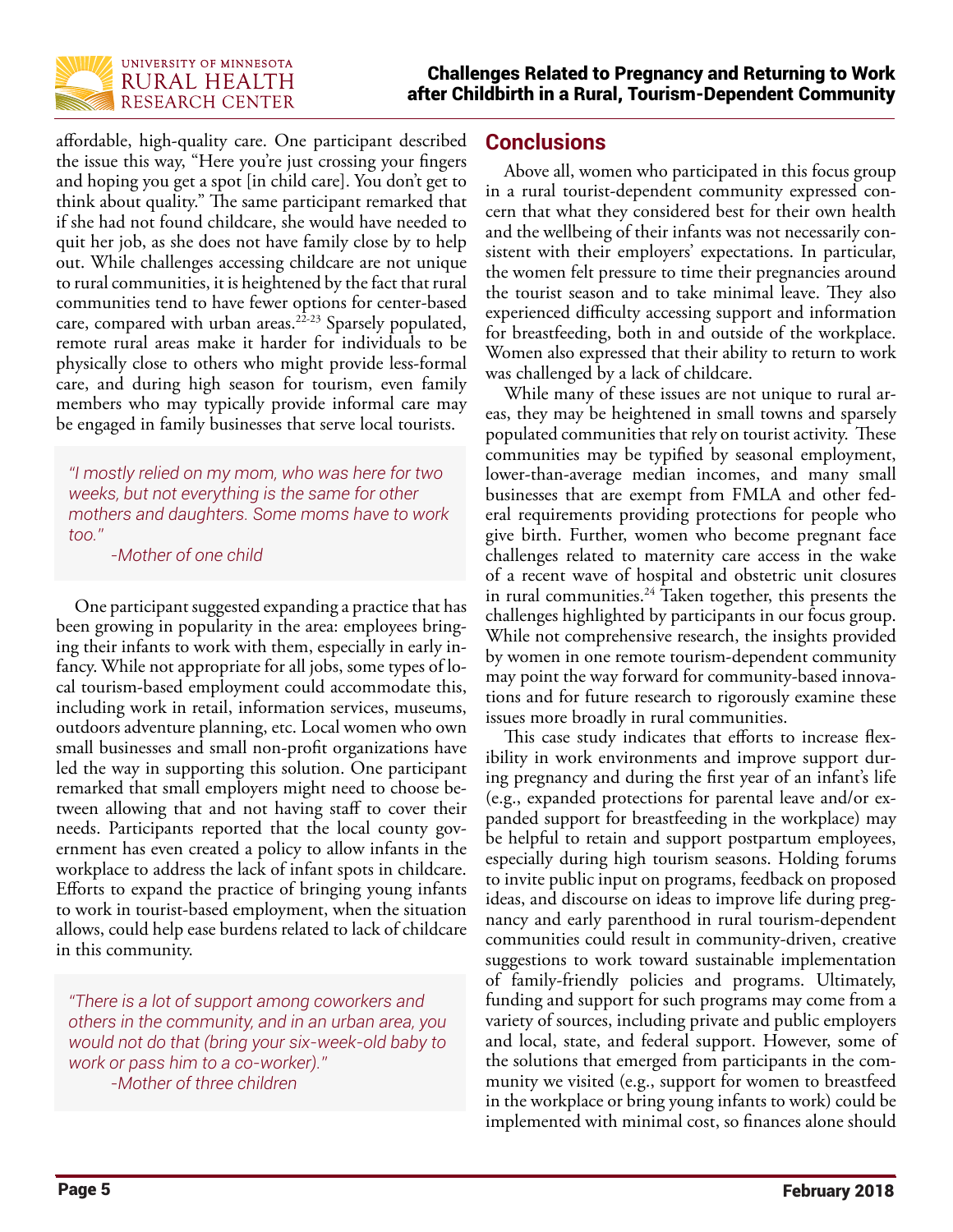affordable, high-quality care. One participant described the issue this way, "Here you're just crossing your fingers and hoping you get a spot [in child care]. You don't get to think about quality." The same participant remarked that if she had not found childcare, she would have needed to quit her job, as she does not have family close by to help out. While challenges accessing childcare are not unique to rural communities, it is heightened by the fact that rural communities tend to have fewer options for center-based care, compared with urban areas.[22-23] Sparsely populated, remote rural areas make it harder for individuals to be physically close to others who might provide less-formal care, and during high season for tourism, even family members who may typically provide informal care may be engaged in family businesses that serve local tourists.

> *"I mostly relied on my mom, who was here for two weeks, but not everything is the same for other mothers and daughters. Some moms have to work too."*
>
> *-Mother of one child*

One participant suggested expanding a practice that has been growing in popularity in the area: employees bringing their infants to work with them, especially in early infancy. While not appropriate for all jobs, some types of local tourism-based employment could accommodate this, including work in retail, information services, museums, outdoors adventure planning, etc. Local women who own small businesses and small non-profit organizations have led the way in supporting this solution. One participant remarked that small employers might need to choose between allowing that and not having staff to cover their needs. Participants reported that the local county government has even created a policy to allow infants in the workplace to address the lack of infant spots in childcare. Efforts to expand the practice of bringing young infants to work in tourist-based employment, when the situation allows, could help ease burdens related to lack of childcare in this community.

> *"There is a lot of support among coworkers and others in the community, and in an urban area, you would not do that (bring your six-week-old baby to work or pass him to a co-worker)."*
>
> *-Mother of three children*

## Conclusions

Above all, women who participated in this focus group in a rural tourist-dependent community expressed concern that what they considered best for their own health and the wellbeing of their infants was not necessarily consistent with their employers' expectations. In particular, the women felt pressure to time their pregnancies around the tourist season and to take minimal leave. They also experienced difficulty accessing support and information for breastfeeding, both in and outside of the workplace. Women also expressed that their ability to return to work was challenged by a lack of childcare.

While many of these issues are not unique to rural areas, they may be heightened in small towns and sparsely populated communities that rely on tourist activity. These communities may be typified by seasonal employment, lower-than-average median incomes, and many small businesses that are exempt from FMLA and other federal requirements providing protections for people who give birth. Further, women who become pregnant face challenges related to maternity care access in the wake of a recent wave of hospital and obstetric unit closures in rural communities.[24] Taken together, this presents the challenges highlighted by participants in our focus group. While not comprehensive research, the insights provided by women in one remote tourism-dependent community may point the way forward for community-based innovations and for future research to rigorously examine these issues more broadly in rural communities.

This case study indicates that efforts to increase flexibility in work environments and improve support during pregnancy and during the first year of an infant's life (e.g., expanded protections for parental leave and/or expanded support for breastfeeding in the workplace) may be helpful to retain and support postpartum employees, especially during high tourism seasons. Holding forums to invite public input on programs, feedback on proposed ideas, and discourse on ideas to improve life during pregnancy and early parenthood in rural tourism-dependent communities could result in community-driven, creative suggestions to work toward sustainable implementation of family-friendly policies and programs. Ultimately, funding and support for such programs may come from a variety of sources, including private and public employers and local, state, and federal support. However, some of the solutions that emerged from participants in the community we visited (e.g., support for women to breastfeed in the workplace or bring young infants to work) could be implemented with minimal cost, so finances alone should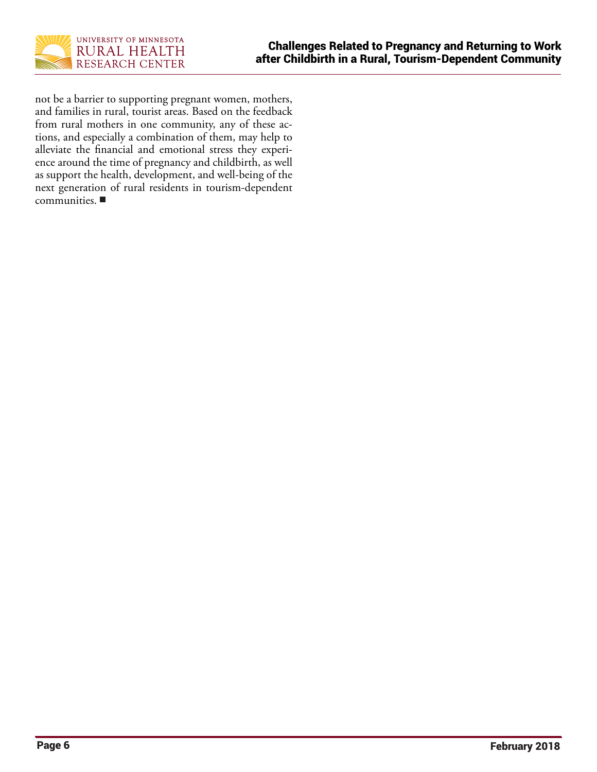not be a barrier to supporting pregnant women, mothers, and families in rural, tourist areas. Based on the feedback from rural mothers in one community, any of these actions, and especially a combination of them, may help to alleviate the financial and emotional stress they experience around the time of pregnancy and childbirth, as well as support the health, development, and well-being of the next generation of rural residents in tourism-dependent communities. ■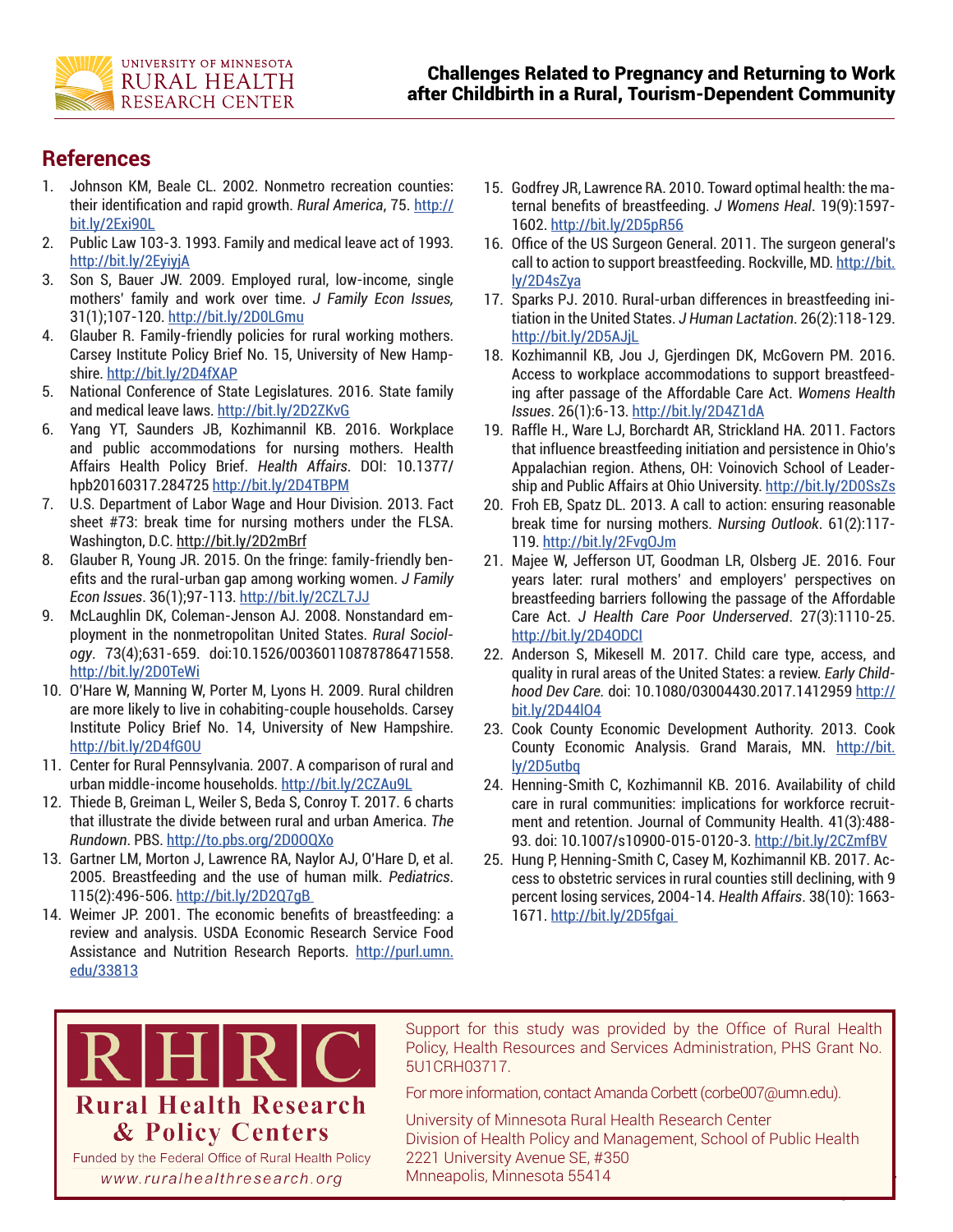## References

1. Johnson KM, Beale CL. 2002. Nonmetro recreation counties: their identification and rapid growth. *Rural America*, 75. http://bit.ly/2Exi90L
2. Public Law 103-3. 1993. Family and medical leave act of 1993. http://bit.ly/2EyiyjA
3. Son S, Bauer JW. 2009. Employed rural, low-income, single mothers' family and work over time. *J Family Econ Issues,* 31(1);107-120. http://bit.ly/2D0LGmu
4. Glauber R. Family-friendly policies for rural working mothers. Carsey Institute Policy Brief No. 15, University of New Hampshire. http://bit.ly/2D4fXAP
5. National Conference of State Legislatures. 2016. State family and medical leave laws. http://bit.ly/2D2ZKvG
6. Yang YT, Saunders JB, Kozhimannil KB. 2016. Workplace and public accommodations for nursing mothers. Health Affairs Health Policy Brief. *Health Affairs*. DOI: 10.1377/hpb20160317.284725 http://bit.ly/2D4TBPM
7. U.S. Department of Labor Wage and Hour Division. 2013. Fact sheet #73: break time for nursing mothers under the FLSA. Washington, D.C. http://bit.ly/2D2mBrf
8. Glauber R, Young JR. 2015. On the fringe: family-friendly benefits and the rural-urban gap among working women. *J Family Econ Issues*. 36(1);97-113. http://bit.ly/2CZL7JJ
9. McLaughlin DK, Coleman-Jenson AJ. 2008. Nonstandard employment in the nonmetropolitan United States. *Rural Sociology*. 73(4);631-659. doi:10.1526/003601108787864715558. http://bit.ly/2D0TeWi
10. O'Hare W, Manning W, Porter M, Lyons H. 2009. Rural children are more likely to live in cohabiting-couple households. Carsey Institute Policy Brief No. 14, University of New Hampshire. http://bit.ly/2D4fG0U
11. Center for Rural Pennsylvania. 2007. A comparison of rural and urban middle-income households. http://bit.ly/2CZAu9L
12. Thiede B, Greiman L, Weiler S, Beda S, Conroy T. 2017. 6 charts that illustrate the divide between rural and urban America. *The Rundown*. PBS. http://to.pbs.org/2D0OQXo
13. Gartner LM, Morton J, Lawrence RA, Naylor AJ, O'Hare D, et al. 2005. Breastfeeding and the use of human milk. *Pediatrics*. 115(2):496-506. http://bit.ly/2D2Q7gB
14. Weimer JP. 2001. The economic benefits of breastfeeding: a review and analysis. USDA Economic Research Service Food Assistance and Nutrition Research Reports. http://purl.umn.edu/33813
15. Godfrey JR, Lawrence RA. 2010. Toward optimal health: the maternal benefits of breastfeeding. *J Womens Heal*. 19(9):1597-1602. http://bit.ly/2D5pR56
16. Office of the US Surgeon General. 2011. The surgeon general's call to action to support breastfeeding. Rockville, MD. http://bit.ly/2D4sZya
17. Sparks PJ. 2010. Rural-urban differences in breastfeeding initiation in the United States. *J Human Lactation*. 26(2):118-129. http://bit.ly/2D5AJjL
18. Kozhimannil KB, Jou J, Gjerdingen DK, McGovern PM. 2016. Access to workplace accommodations to support breastfeeding after passage of the Affordable Care Act. *Womens Health Issues*. 26(1):6-13. http://bit.ly/2D4Z1dA
19. Raffle H., Ware LJ, Borchardt AR, Strickland HA. 2011. Factors that influence breastfeeding initiation and persistence in Ohio's Appalachian region. Athens, OH: Voinovich School of Leadership and Public Affairs at Ohio University. http://bit.ly/2D0SsZs
20. Froh EB, Spatz DL. 2013. A call to action: ensuring reasonable break time for nursing mothers. *Nursing Outlook*. 61(2):117-119. http://bit.ly/2FvgOJm
21. Majee W, Jefferson UT, Goodman LR, Olsberg JE. 2016. Four years later: rural mothers' and employers' perspectives on breastfeeding barriers following the passage of the Affordable Care Act. *J Health Care Poor Underserved*. 27(3):1110-25. http://bit.ly/2D4ODCI
22. Anderson S, Mikesell M. 2017. Child care type, access, and quality in rural areas of the United States: a review. *Early Childhood Dev Care.* doi: 10.1080/03004430.2017.1412959 http://bit.ly/2D44lO4
23. Cook County Economic Development Authority. 2013. Cook County Economic Analysis. Grand Marais, MN. http://bit.ly/2D5utbq
24. Henning-Smith C, Kozhimannil KB. 2016. Availability of child care in rural communities: implications for workforce recruitment and retention. Journal of Community Health. 41(3):488-93. doi: 10.1007/s10900-015-0120-3. http://bit.ly/2CZmfBV
25. Hung P, Henning-Smith C, Casey M, Kozhimannil KB. 2017. Access to obstetric services in rural counties still declining, with 9 percent losing services, 2004-14. *Health Affairs*. 38(10): 1663-1671. http://bit.ly/2D5fgai

RHRC
Rural Health Research & Policy Centers
Funded by the Federal Office of Rural Health Policy
www.ruralhealthresearch.org

Support for this study was provided by the Office of Rural Health Policy, Health Resources and Services Administration, PHS Grant No. 5U1CRH03717.

For more information, contact Amanda Corbett (corbe007@umn.edu).

University of Minnesota Rural Health Research Center
Division of Health Policy and Management, School of Public Health
2221 University Avenue SE, #350
Mnneapolis, Minnesota 55414